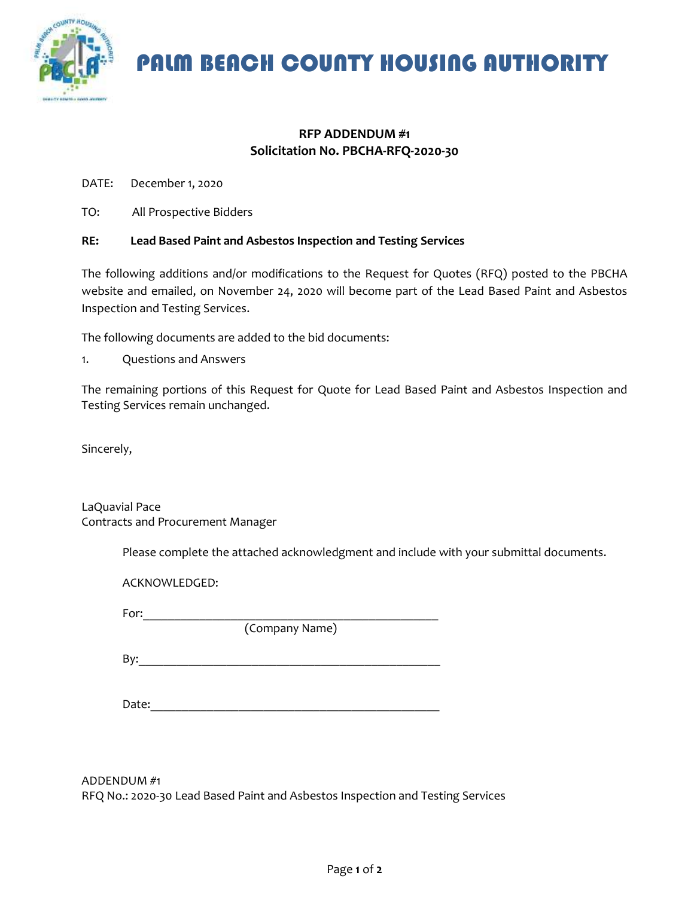# PALM BEACH COUNTY HOUSING AUTHORITY

**RFP ADDENDUM #1**
**Solicitation No. PBCHA-RFQ-2020-30**

DATE: December 1, 2020

TO: All Prospective Bidders

**RE: Lead Based Paint and Asbestos Inspection and Testing Services**

The following additions and/or modifications to the Request for Quotes (RFQ) posted to the PBCHA website and emailed, on November 24, 2020 will become part of the Lead Based Paint and Asbestos Inspection and Testing Services.

The following documents are added to the bid documents:

1. Questions and Answers

The remaining portions of this Request for Quote for Lead Based Paint and Asbestos Inspection and Testing Services remain unchanged.

Sincerely,

LaQuavial Pace
Contracts and Procurement Manager

Please complete the attached acknowledgment and include with your submittal documents.

ACKNOWLEDGED:

For:_______________________________________________
(Company Name)

By:_______________________________________________

Date:_____________________________________________

ADDENDUM #1
RFQ No.: 2020-30 Lead Based Paint and Asbestos Inspection and Testing Services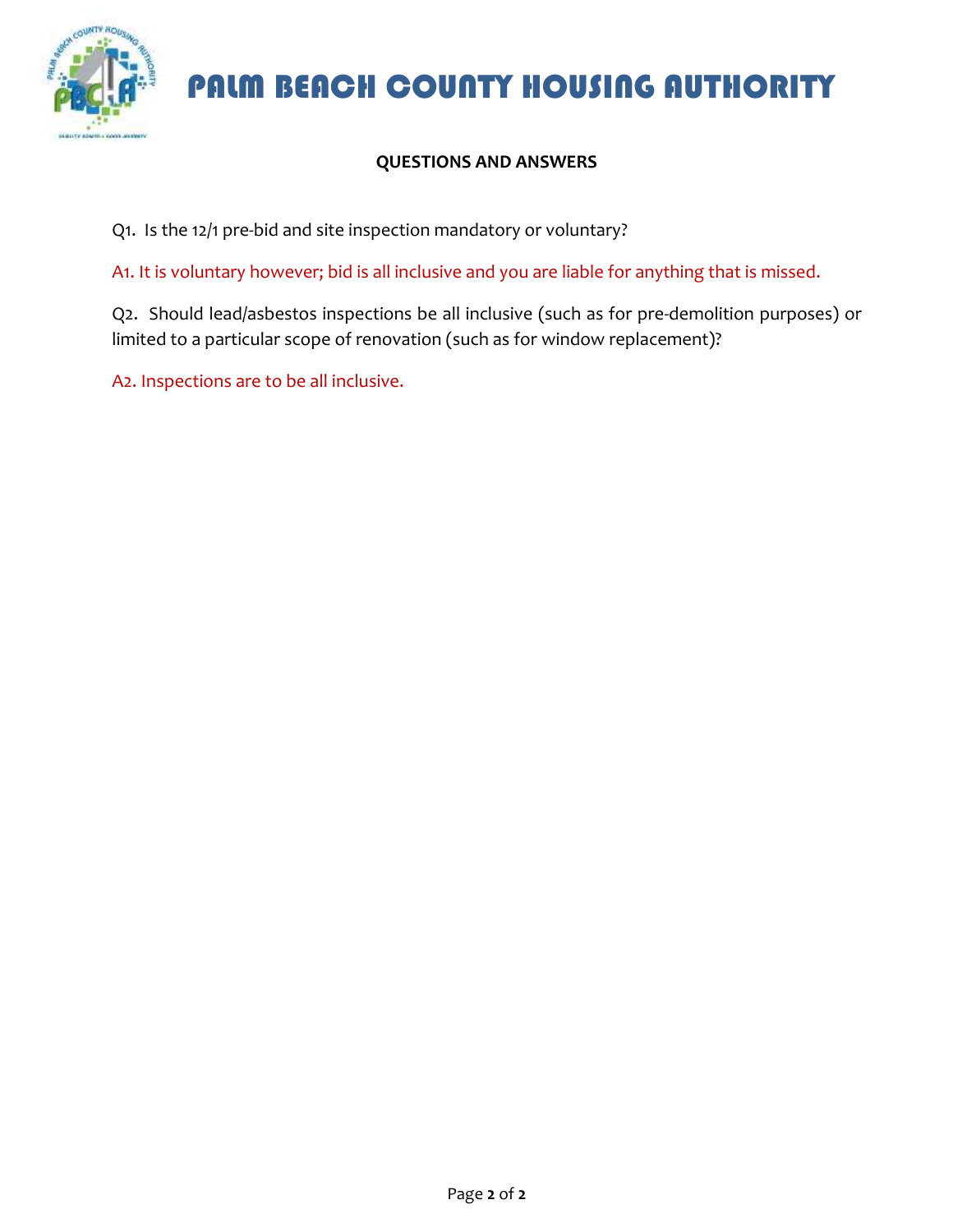# PALM BEACH COUNTY HOUSING AUTHORITY

**QUESTIONS AND ANSWERS**

Q1. Is the 12/1 pre-bid and site inspection mandatory or voluntary?

A1. It is voluntary however; bid is all inclusive and you are liable for anything that is missed.

Q2. Should lead/asbestos inspections be all inclusive (such as for pre-demolition purposes) or limited to a particular scope of renovation (such as for window replacement)?

A2. Inspections are to be all inclusive.